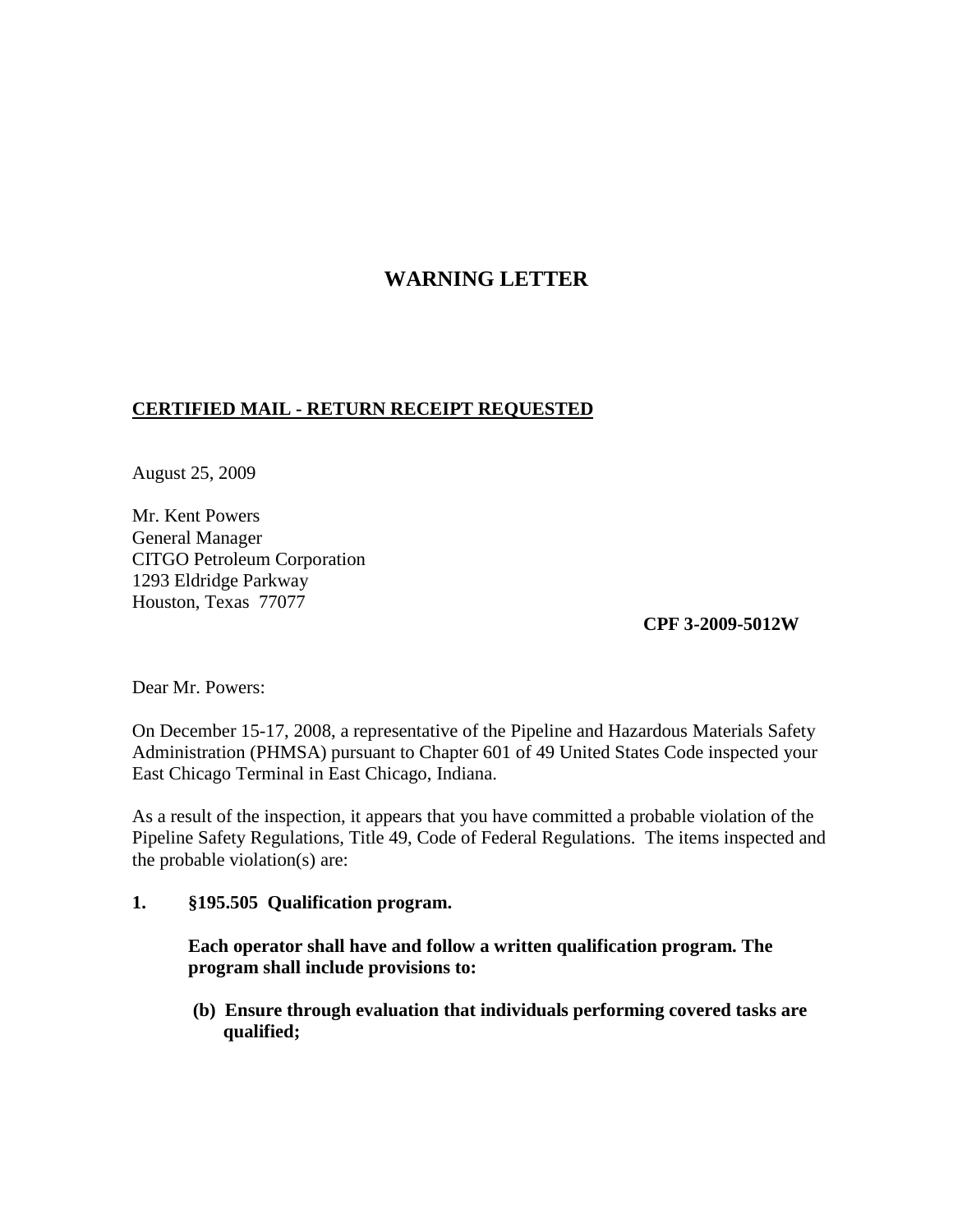# WARNING LETTER

**CERTIFIED MAIL - RETURN RECEIPT REQUESTED**

August 25, 2009

Mr. Kent Powers
General Manager
CITGO Petroleum Corporation
1293 Eldridge Parkway
Houston, Texas 77077

**CPF 3-2009-5012W**

Dear Mr. Powers:

On December 15-17, 2008, a representative of the Pipeline and Hazardous Materials Safety Administration (PHMSA) pursuant to Chapter 601 of 49 United States Code inspected your East Chicago Terminal in East Chicago, Indiana.

As a result of the inspection, it appears that you have committed a probable violation of the Pipeline Safety Regulations, Title 49, Code of Federal Regulations. The items inspected and the probable violation(s) are:

**1. §195.505 Qualification program.**

**Each operator shall have and follow a written qualification program. The program shall include provisions to:**

**(b) Ensure through evaluation that individuals performing covered tasks are qualified;**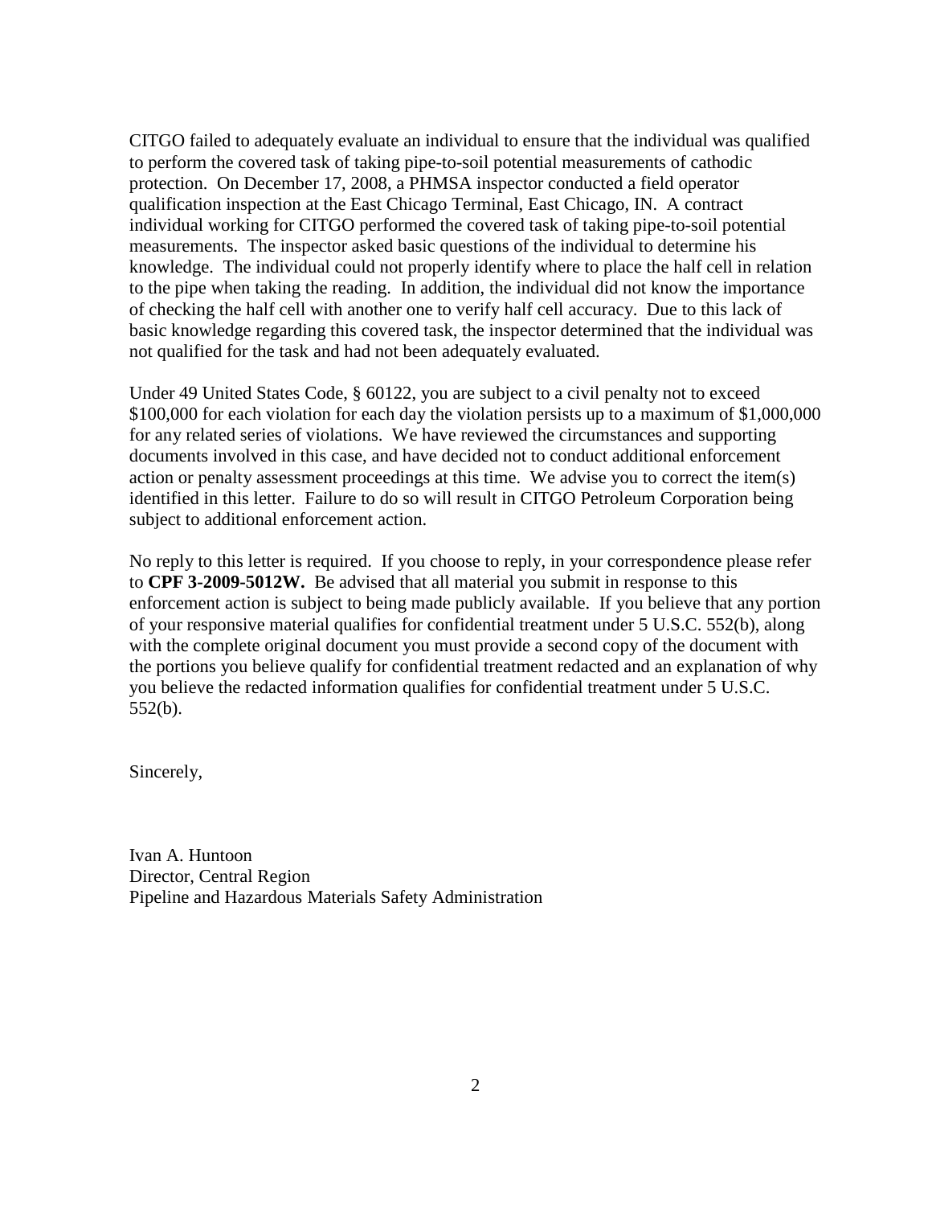CITGO failed to adequately evaluate an individual to ensure that the individual was qualified to perform the covered task of taking pipe-to-soil potential measurements of cathodic protection. On December 17, 2008, a PHMSA inspector conducted a field operator qualification inspection at the East Chicago Terminal, East Chicago, IN. A contract individual working for CITGO performed the covered task of taking pipe-to-soil potential measurements. The inspector asked basic questions of the individual to determine his knowledge. The individual could not properly identify where to place the half cell in relation to the pipe when taking the reading. In addition, the individual did not know the importance of checking the half cell with another one to verify half cell accuracy. Due to this lack of basic knowledge regarding this covered task, the inspector determined that the individual was not qualified for the task and had not been adequately evaluated.

Under 49 United States Code, § 60122, you are subject to a civil penalty not to exceed $100,000 for each violation for each day the violation persists up to a maximum of $1,000,000 for any related series of violations. We have reviewed the circumstances and supporting documents involved in this case, and have decided not to conduct additional enforcement action or penalty assessment proceedings at this time. We advise you to correct the item(s) identified in this letter. Failure to do so will result in CITGO Petroleum Corporation being subject to additional enforcement action.

No reply to this letter is required. If you choose to reply, in your correspondence please refer to **CPF 3-2009-5012W.** Be advised that all material you submit in response to this enforcement action is subject to being made publicly available. If you believe that any portion of your responsive material qualifies for confidential treatment under 5 U.S.C. 552(b), along with the complete original document you must provide a second copy of the document with the portions you believe qualify for confidential treatment redacted and an explanation of why you believe the redacted information qualifies for confidential treatment under 5 U.S.C. 552(b).

Sincerely,

Ivan A. Huntoon
Director, Central Region
Pipeline and Hazardous Materials Safety Administration